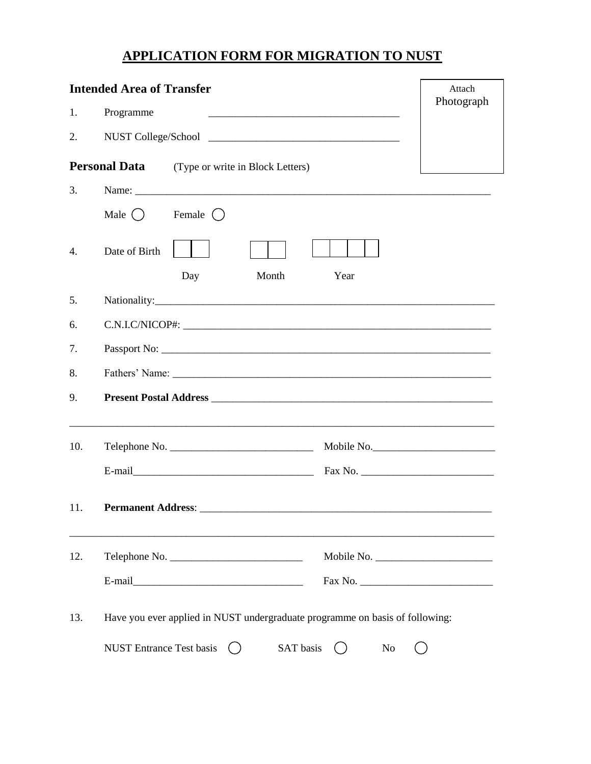# APPLICATION FORM FOR MIGRATION TO NUST

**Intended Area of Transfer**

Attach Photograph

1. Programme ___________________________________

2. NUST College/School ___________________________________

**Personal Data** (Type or write in Block Letters)

3. Name: ___________________________________________________________________

   Male ◯ Female ◯

4. Date of Birth

   | | | | | | | | |
   |---|---|---|---|---|---|---|---|
   | | | | | | | | |

   Day Month Year

5. Nationality:_______________________________________________________________

6. C.N.I.C/NICOP#: __________________________________________________________

7. Passport No: _____________________________________________________________

8. Fathers' Name: ___________________________________________________________

9. **Present Postal Address** ___________________________________________________

_____________________________________________________________________________

10. Telephone No. ___________________________ Mobile No.______________________

    E-mail__________________________________ Fax No. _______________________

11. **Permanent Address**: ______________________________________________________

_____________________________________________________________________________

12. Telephone No. _________________________ Mobile No. _____________________

    E-mail________________________________ Fax No. _______________________

13. Have you ever applied in NUST undergraduate programme on basis of following:

    NUST Entrance Test basis ◯ SAT basis ◯ No ◯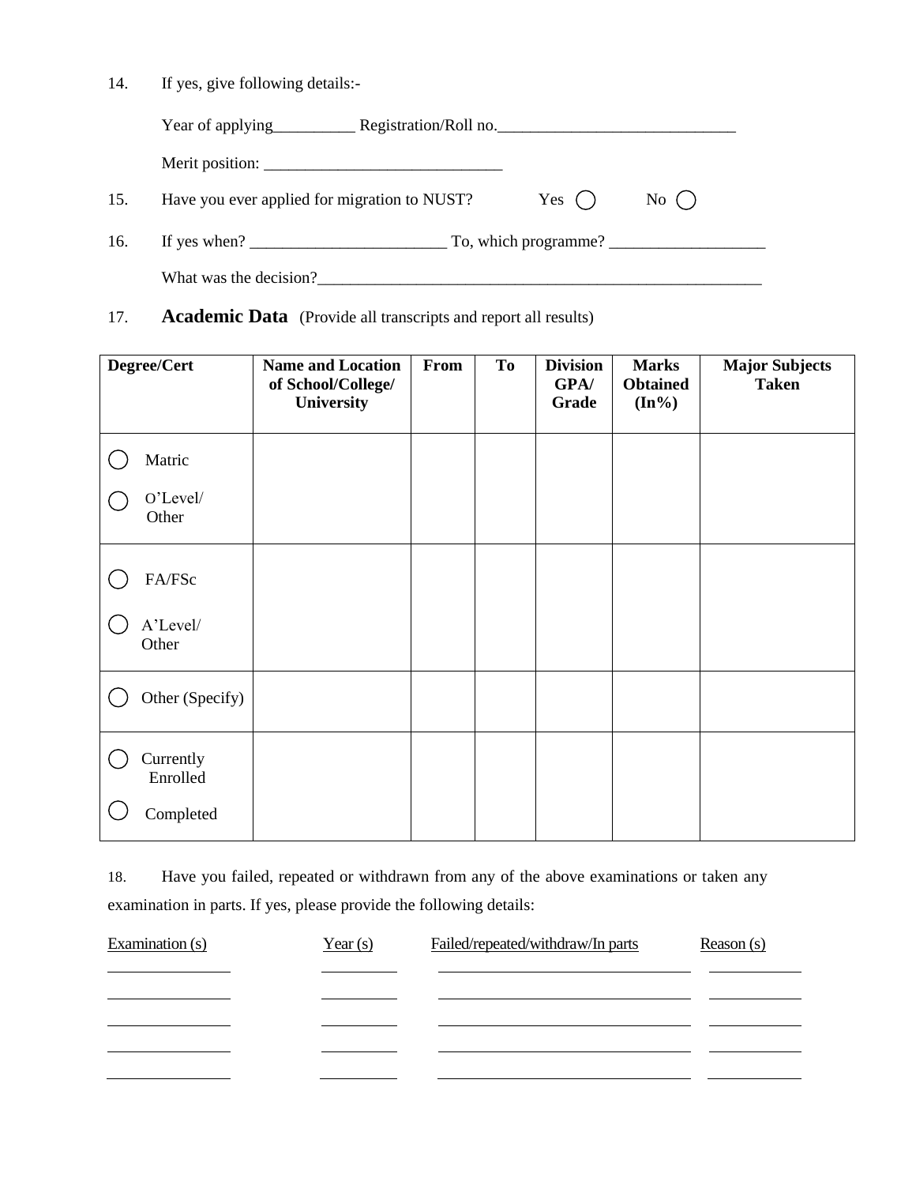14. If yes, give following details:-

Year of applying__________ Registration/Roll no.______________________________

Merit position: ______________________________

15. Have you ever applied for migration to NUST? Yes ◯ No ◯

16. If yes when? ________________________ To, which programme? ___________________

What was the decision?________________________________________________________

17. **Academic Data** (Provide all transcripts and report all results)

| Degree/Cert | Name and Location of School/College/ University | From | To | Division GPA/ Grade | Marks Obtained (In%) | Major Subjects Taken |
|---|---|---|---|---|---|---|
| ◯ Matric ◯ O'Level/ Other | | | | | | |
| ◯ FA/FSc ◯ A'Level/ Other | | | | | | |
| ◯ Other (Specify) | | | | | | |
| ◯ Currently Enrolled ◯ Completed | | | | | | |

18. Have you failed, repeated or withdrawn from any of the above examinations or taken any examination in parts. If yes, please provide the following details:

| Examination (s) | Year (s) | Failed/repeated/withdraw/In parts | Reason (s) |
|---|---|---|---|
| | | | |
| | | | |
| | | | |
| | | | |
| | | | |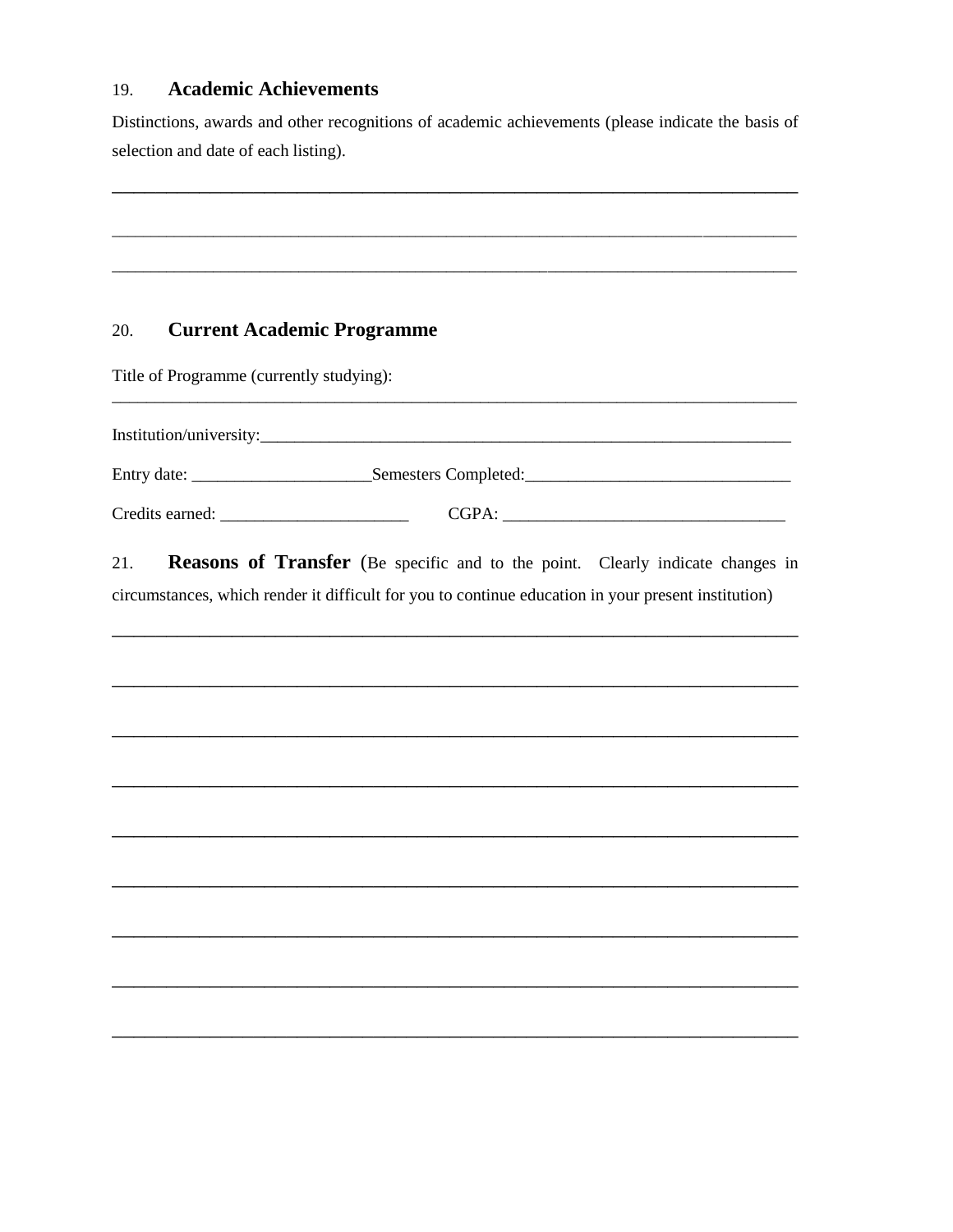## 19. Academic Achievements

Distinctions, awards and other recognitions of academic achievements (please indicate the basis of selection and date of each listing).

_______________________________________________________________________________

_______________________________________________________________________________

_______________________________________________________________________________

## 20. Current Academic Programme

Title of Programme (currently studying):
_______________________________________________________________________________

Institution/university:_______________________________________________________________

Entry date: ____________________Semesters Completed:______________________________

Credits earned: _____________________ CGPA: ________________________________

## 21. Reasons of Transfer

(Be specific and to the point. Clearly indicate changes in circumstances, which render it difficult for you to continue education in your present institution)

_______________________________________________________________________________

_______________________________________________________________________________

_______________________________________________________________________________

_______________________________________________________________________________

_______________________________________________________________________________

_______________________________________________________________________________

_______________________________________________________________________________

_______________________________________________________________________________

_______________________________________________________________________________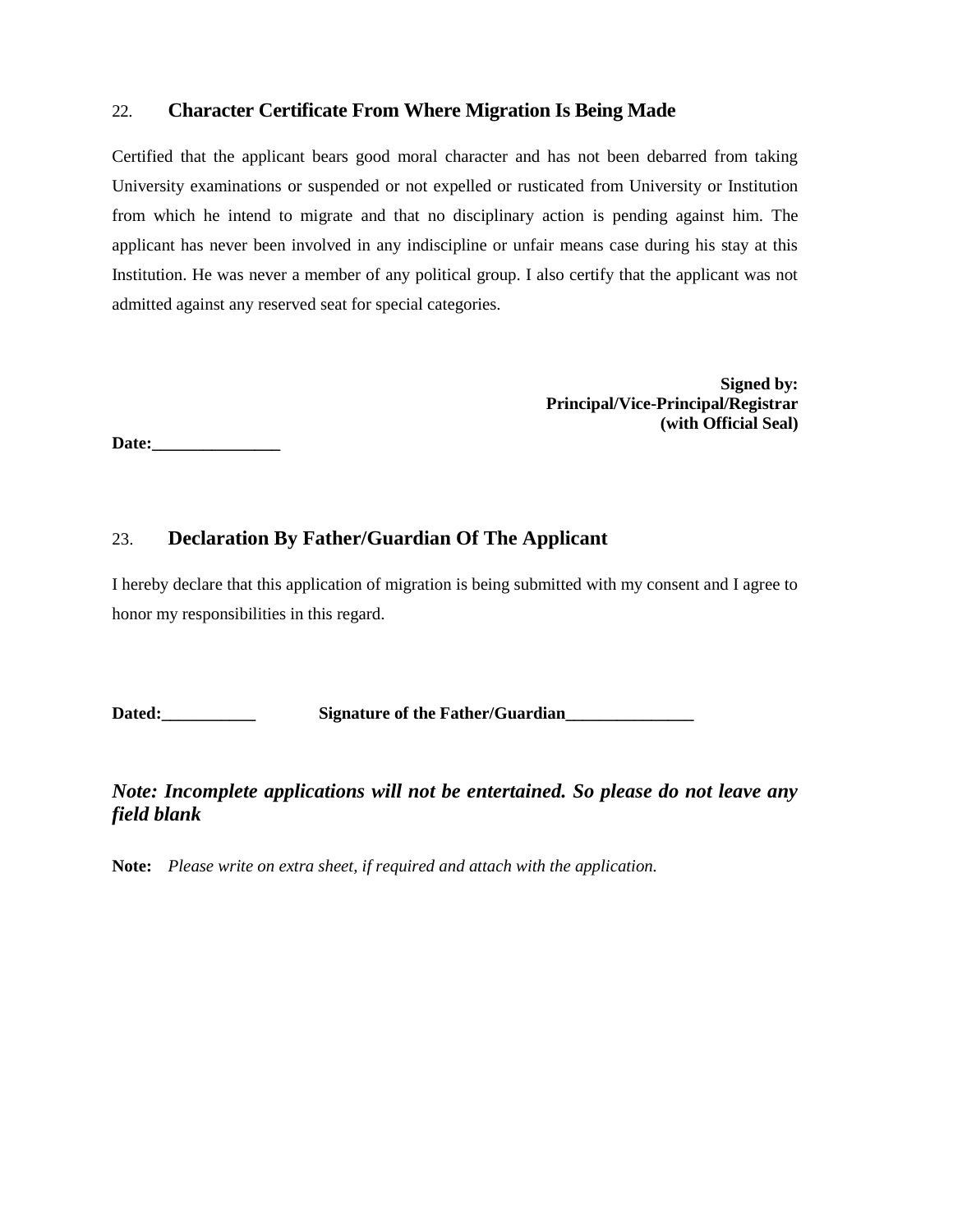## 22. Character Certificate From Where Migration Is Being Made

Certified that the applicant bears good moral character and has not been debarred from taking University examinations or suspended or not expelled or rusticated from University or Institution from which he intend to migrate and that no disciplinary action is pending against him. The applicant has never been involved in any indiscipline or unfair means case during his stay at this Institution. He was never a member of any political group. I also certify that the applicant was not admitted against any reserved seat for special categories.

**Signed by:**
**Principal/Vice-Principal/Registrar**
**(with Official Seal)**

**Date:_______________**

## 23. Declaration By Father/Guardian Of The Applicant

I hereby declare that this application of migration is being submitted with my consent and I agree to honor my responsibilities in this regard.

**Dated:___________** **Signature of the Father/Guardian_______________**

***Note: Incomplete applications will not be entertained. So please do not leave any field blank***

**Note:** *Please write on extra sheet, if required and attach with the application.*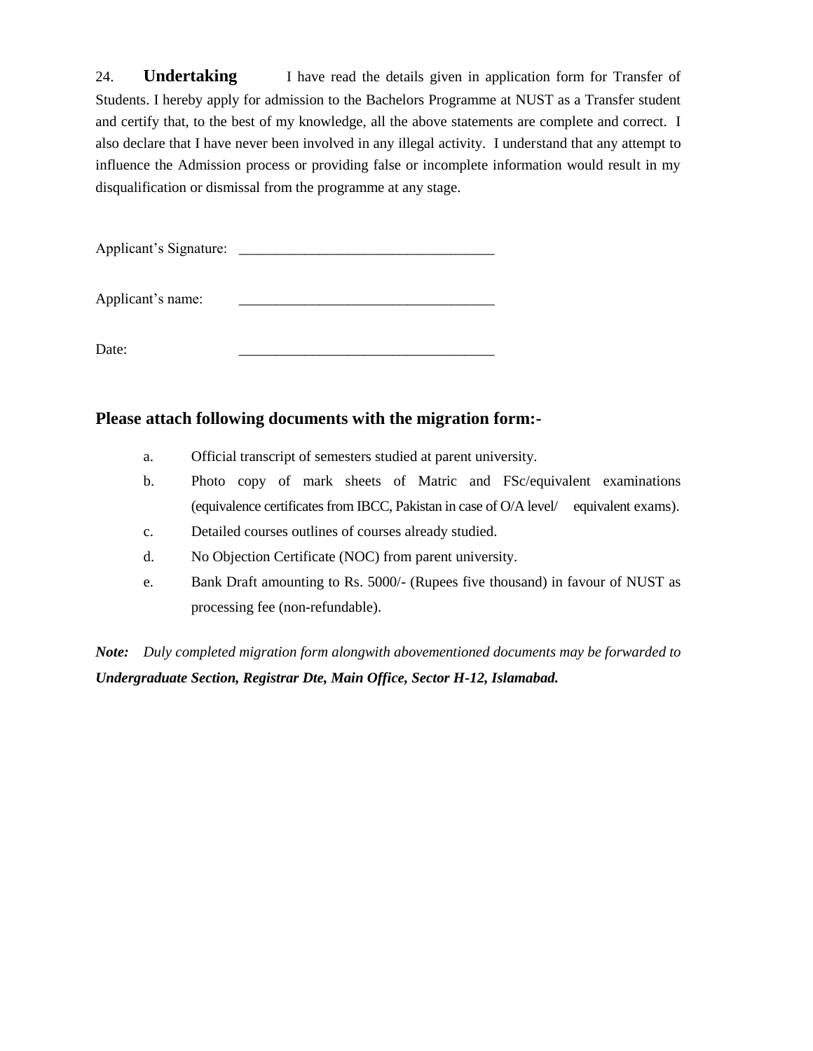24. **Undertaking** I have read the details given in application form for Transfer of Students. I hereby apply for admission to the Bachelors Programme at NUST as a Transfer student and certify that, to the best of my knowledge, all the above statements are complete and correct. I also declare that I have never been involved in any illegal activity. I understand that any attempt to influence the Admission process or providing false or incomplete information would result in my disqualification or dismissal from the programme at any stage.

Applicant's Signature: ___________________________________

Applicant's name: ___________________________________

Date: ___________________________________

## Please attach following documents with the migration form:-

a. Official transcript of semesters studied at parent university.

b. Photo copy of mark sheets of Matric and FSc/equivalent examinations (equivalence certificates from IBCC, Pakistan in case of O/A level/ equivalent exams).

c. Detailed courses outlines of courses already studied.

d. No Objection Certificate (NOC) from parent university.

e. Bank Draft amounting to Rs. 5000/- (Rupees five thousand) in favour of NUST as processing fee (non-refundable).

***Note:*** *Duly completed migration form alongwith abovementioned documents may be forwarded to* ***Undergraduate Section, Registrar Dte, Main Office, Sector H-12, Islamabad.***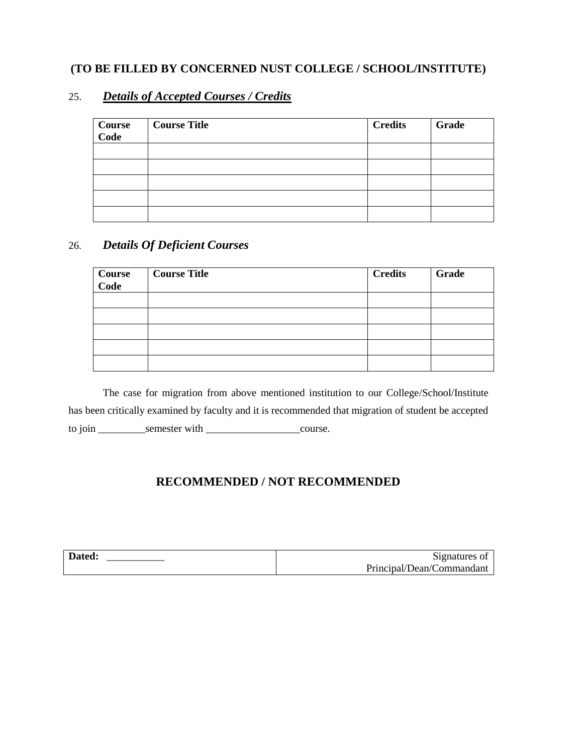**(TO BE FILLED BY CONCERNED NUST COLLEGE / SCHOOL/INSTITUTE)**

25. ***Details of Accepted Courses / Credits***

| Course Code | Course Title | Credits | Grade |
|---|---|---|---|
| | | | |
| | | | |
| | | | |
| | | | |
| | | | |

26. ***Details Of Deficient Courses***

| Course Code | Course Title | Credits | Grade |
|---|---|---|---|
| | | | |
| | | | |
| | | | |
| | | | |
| | | | |

The case for migration from above mentioned institution to our College/School/Institute has been critically examined by faculty and it is recommended that migration of student be accepted to join _________semester with __________________course.

**RECOMMENDED / NOT RECOMMENDED**

| | |
|---|---|
| **Dated:** ___________ | Signatures of Principal/Dean/Commandant |